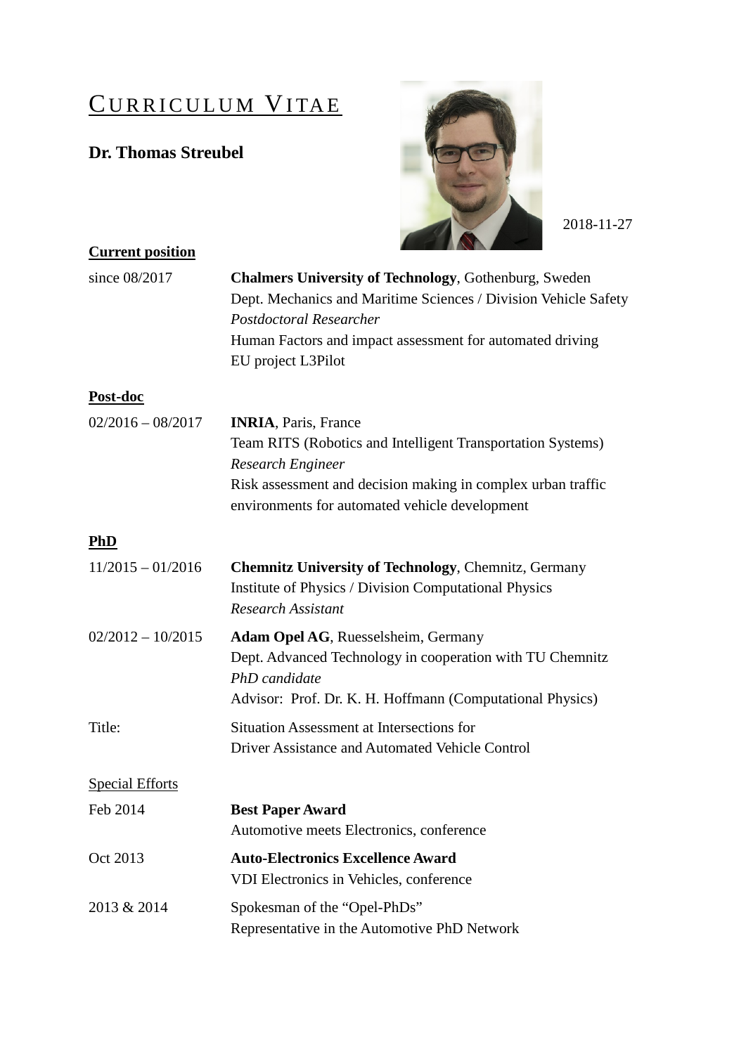# CURRICULUM VITAE

## Dr. Thomas Streubel

2018-11-27

**Current position**

since 08/2017 — **Chalmers University of Technology**, Gothenburg, Sweden
Dept. Mechanics and Maritime Sciences / Division Vehicle Safety
*Postdoctoral Researcher*
Human Factors and impact assessment for automated driving
EU project L3Pilot

**Post-doc**

02/2016 – 08/2017 — **INRIA**, Paris, France
Team RITS (Robotics and Intelligent Transportation Systems)
*Research Engineer*
Risk assessment and decision making in complex urban traffic environments for automated vehicle development

**PhD**

11/2015 – 01/2016 — **Chemnitz University of Technology**, Chemnitz, Germany
Institute of Physics / Division Computational Physics
*Research Assistant*

02/2012 – 10/2015 — **Adam Opel AG**, Ruesselsheim, Germany
Dept. Advanced Technology in cooperation with TU Chemnitz
*PhD candidate*
Advisor: Prof. Dr. K. H. Hoffmann (Computational Physics)

Title: Situation Assessment at Intersections for
Driver Assistance and Automated Vehicle Control

Special Efforts

Feb 2014 — **Best Paper Award**
Automotive meets Electronics, conference

Oct 2013 — **Auto-Electronics Excellence Award**
VDI Electronics in Vehicles, conference

2013 & 2014 — Spokesman of the “Opel-PhDs”
Representative in the Automotive PhD Network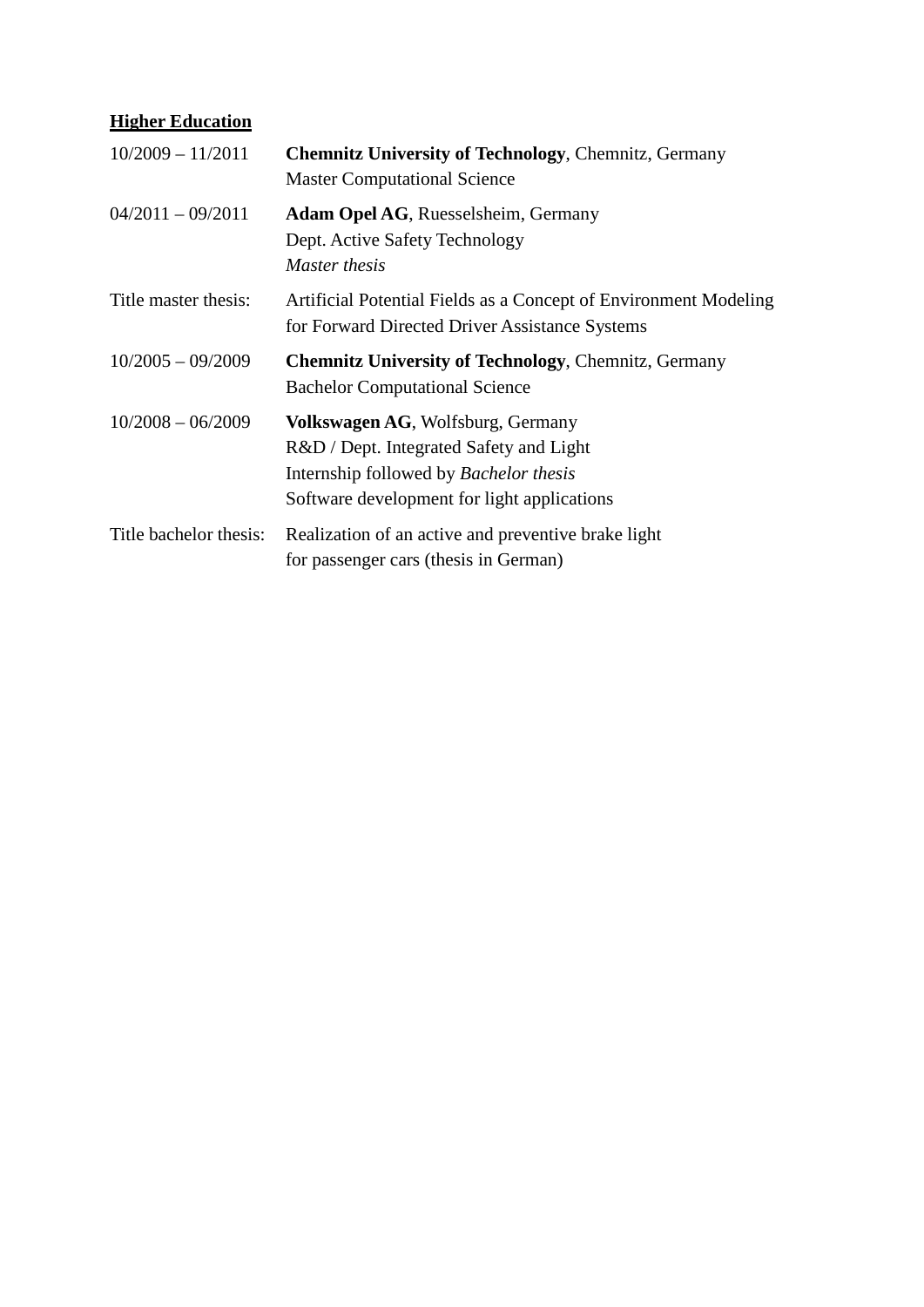## Higher Education

| | |
|---|---|
| 10/2009 – 11/2011 | **Chemnitz University of Technology**, Chemnitz, Germany<br>Master Computational Science |
| 04/2011 – 09/2011 | **Adam Opel AG**, Ruesselsheim, Germany<br>Dept. Active Safety Technology<br>*Master thesis* |
| Title master thesis: | Artificial Potential Fields as a Concept of Environment Modeling for Forward Directed Driver Assistance Systems |
| 10/2005 – 09/2009 | **Chemnitz University of Technology**, Chemnitz, Germany<br>Bachelor Computational Science |
| 10/2008 – 06/2009 | **Volkswagen AG**, Wolfsburg, Germany<br>R&D / Dept. Integrated Safety and Light<br>Internship followed by *Bachelor thesis*<br>Software development for light applications |
| Title bachelor thesis: | Realization of an active and preventive brake light for passenger cars (thesis in German) |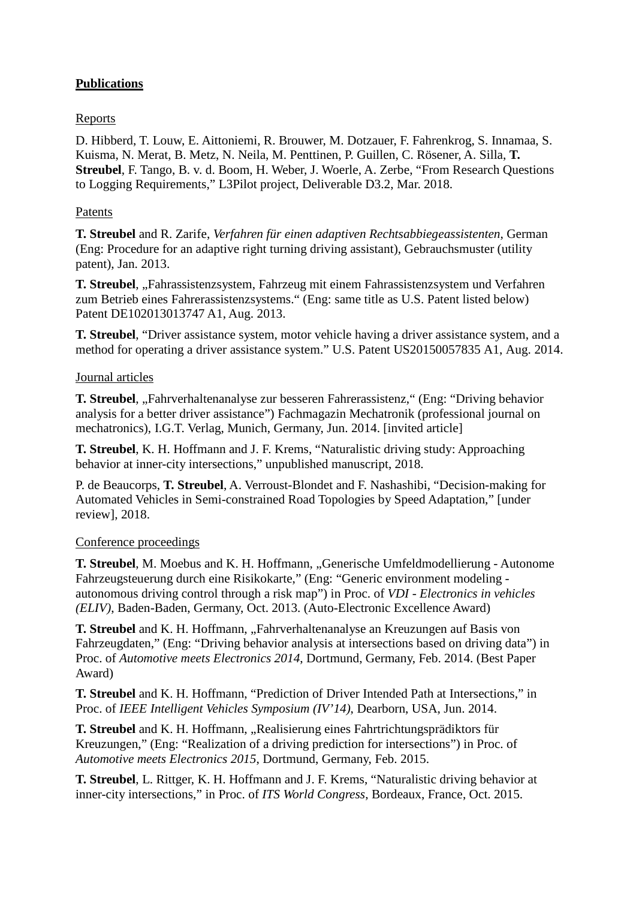**Publications**

Reports

D. Hibberd, T. Louw, E. Aittoniemi, R. Brouwer, M. Dotzauer, F. Fahrenkrog, S. Innamaa, S. Kuisma, N. Merat, B. Metz, N. Neila, M. Penttinen, P. Guillen, C. Rösener, A. Silla, **T. Streubel**, F. Tango, B. v. d. Boom, H. Weber, J. Woerle, A. Zerbe, "From Research Questions to Logging Requirements," L3Pilot project, Deliverable D3.2, Mar. 2018.

Patents

**T. Streubel** and R. Zarife, *Verfahren für einen adaptiven Rechtsabbiegeassistenten*, German (Eng: Procedure for an adaptive right turning driving assistant), Gebrauchsmuster (utility patent), Jan. 2013.

**T. Streubel**, „Fahrassistenzsystem, Fahrzeug mit einem Fahrassistenzsystem und Verfahren zum Betrieb eines Fahrerassistenzsystems.“ (Eng: same title as U.S. Patent listed below) Patent DE102013013747 A1, Aug. 2013.

**T. Streubel**, "Driver assistance system, motor vehicle having a driver assistance system, and a method for operating a driver assistance system." U.S. Patent US20150057835 A1, Aug. 2014.

Journal articles

**T. Streubel**, „Fahrverhaltenanalyse zur besseren Fahrerassistenz,“ (Eng: "Driving behavior analysis for a better driver assistance") Fachmagazin Mechatronik (professional journal on mechatronics), I.G.T. Verlag, Munich, Germany, Jun. 2014. [invited article]

**T. Streubel**, K. H. Hoffmann and J. F. Krems, "Naturalistic driving study: Approaching behavior at inner-city intersections," unpublished manuscript, 2018.

P. de Beaucorps, **T. Streubel**, A. Verroust-Blondet and F. Nashashibi, "Decision-making for Automated Vehicles in Semi-constrained Road Topologies by Speed Adaptation," [under review], 2018.

Conference proceedings

**T. Streubel**, M. Moebus and K. H. Hoffmann, „Generische Umfeldmodellierung - Autonome Fahrzeugsteuerung durch eine Risikokarte," (Eng: "Generic environment modeling - autonomous driving control through a risk map") in Proc. of *VDI - Electronics in vehicles (ELIV)*, Baden-Baden, Germany, Oct. 2013. (Auto-Electronic Excellence Award)

**T. Streubel** and K. H. Hoffmann, „Fahrverhaltenanalyse an Kreuzungen auf Basis von Fahrzeugdaten," (Eng: "Driving behavior analysis at intersections based on driving data") in Proc. of *Automotive meets Electronics 2014*, Dortmund, Germany, Feb. 2014. (Best Paper Award)

**T. Streubel** and K. H. Hoffmann, "Prediction of Driver Intended Path at Intersections," in Proc. of *IEEE Intelligent Vehicles Symposium (IV'14)*, Dearborn, USA, Jun. 2014.

**T. Streubel** and K. H. Hoffmann, „Realisierung eines Fahrtrichtungsprädiktors für Kreuzungen," (Eng: "Realization of a driving prediction for intersections") in Proc. of *Automotive meets Electronics 2015*, Dortmund, Germany, Feb. 2015.

**T. Streubel**, L. Rittger, K. H. Hoffmann and J. F. Krems, "Naturalistic driving behavior at inner-city intersections," in Proc. of *ITS World Congress*, Bordeaux, France, Oct. 2015.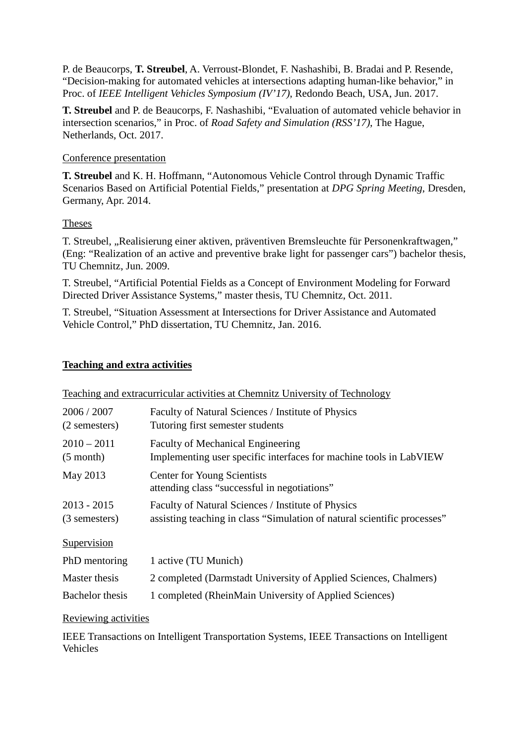P. de Beaucorps, **T. Streubel**, A. Verroust-Blondet, F. Nashashibi, B. Bradai and P. Resende, "Decision-making for automated vehicles at intersections adapting human-like behavior," in Proc. of *IEEE Intelligent Vehicles Symposium (IV'17)*, Redondo Beach, USA, Jun. 2017.

**T. Streubel** and P. de Beaucorps, F. Nashashibi, "Evaluation of automated vehicle behavior in intersection scenarios," in Proc. of *Road Safety and Simulation (RSS'17)*, The Hague, Netherlands, Oct. 2017.

<u>Conference presentation</u>

**T. Streubel** and K. H. Hoffmann, "Autonomous Vehicle Control through Dynamic Traffic Scenarios Based on Artificial Potential Fields," presentation at *DPG Spring Meeting*, Dresden, Germany, Apr. 2014.

<u>Theses</u>

T. Streubel, „Realisierung einer aktiven, präventiven Bremsleuchte für Personenkraftwagen," (Eng: "Realization of an active and preventive brake light for passenger cars") bachelor thesis, TU Chemnitz, Jun. 2009.

T. Streubel, "Artificial Potential Fields as a Concept of Environment Modeling for Forward Directed Driver Assistance Systems," master thesis, TU Chemnitz, Oct. 2011.

T. Streubel, "Situation Assessment at Intersections for Driver Assistance and Automated Vehicle Control," PhD dissertation, TU Chemnitz, Jan. 2016.

## Teaching and extra activities

<u>Teaching and extracurricular activities at Chemnitz University of Technology</u>

| | |
|---|---|
| 2006 / 2007<br>(2 semesters) | Faculty of Natural Sciences / Institute of Physics<br>Tutoring first semester students |
| 2010 – 2011<br>(5 month) | Faculty of Mechanical Engineering<br>Implementing user specific interfaces for machine tools in LabVIEW |
| May 2013 | Center for Young Scientists<br>attending class "successful in negotiations" |
| 2013 - 2015<br>(3 semesters) | Faculty of Natural Sciences / Institute of Physics<br>assisting teaching in class "Simulation of natural scientific processes" |

<u>Supervision</u>

| | |
|---|---|
| PhD mentoring | 1 active (TU Munich) |
| Master thesis | 2 completed (Darmstadt University of Applied Sciences, Chalmers) |
| Bachelor thesis | 1 completed (RheinMain University of Applied Sciences) |

<u>Reviewing activities</u>

IEEE Transactions on Intelligent Transportation Systems, IEEE Transactions on Intelligent Vehicles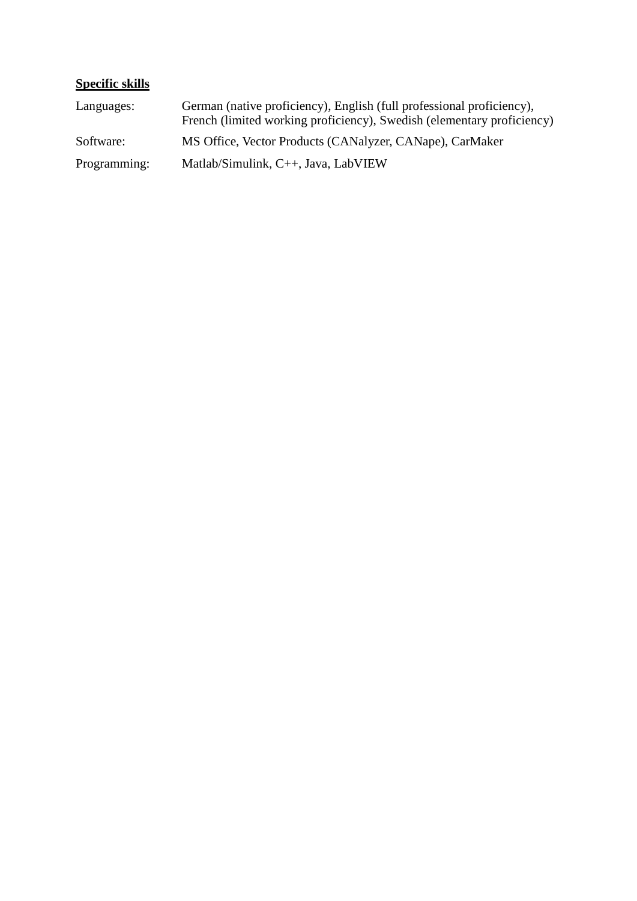**Specific skills**

| | |
|---|---|
| Languages: | German (native proficiency), English (full professional proficiency), French (limited working proficiency), Swedish (elementary proficiency) |
| Software: | MS Office, Vector Products (CANalyzer, CANape), CarMaker |
| Programming: | Matlab/Simulink, C++, Java, LabVIEW |